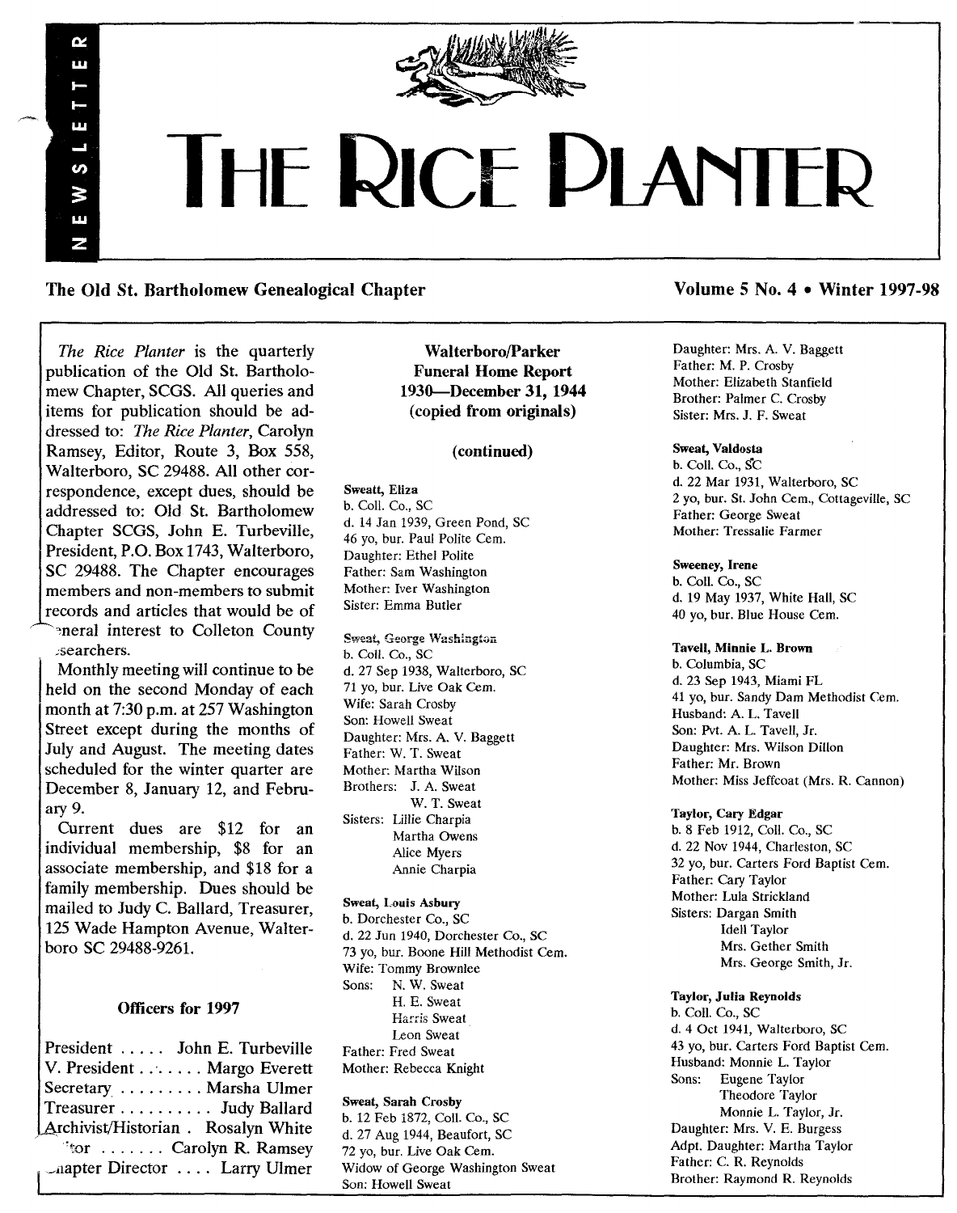# THE RICE PLANTER

NEWSLETTER

**The Old St. Bartholomew Genealogical Chapter** **Volume 5 No. 4 • Winter 1997-98**

*The Rice Planter* is the quarterly publication of the Old St. Bartholomew Chapter, SCGS. All queries and items for publication should be addressed to: *The Rice Planter*, Carolyn Ramsey, Editor, Route 3, Box 558, Walterboro, SC 29488. All other correspondence, except dues, should be addressed to: Old St. Bartholomew Chapter SCGS, John E. Turbeville, President, P.O. Box 1743, Walterboro, SC 29488. The Chapter encourages members and non-members to submit records and articles that would be of general interest to Colleton County researchers.

Monthly meeting will continue to be held on the second Monday of each month at 7:30 p.m. at 257 Washington Street except during the months of July and August. The meeting dates scheduled for the winter quarter are December 8, January 12, and February 9.

Current dues are $12 for an individual membership, $8 for an associate membership, and $18 for a family membership. Dues should be mailed to Judy C. Ballard, Treasurer, 125 Wade Hampton Avenue, Walterboro SC 29488-9261.

### Officers for 1997

President ..... John E. Turbeville
V. President ....... Margo Everett
Secretary ......... Marsha Ulmer
Treasurer .......... Judy Ballard
Archivist/Historian . Rosalyn White
Editor ....... Carolyn R. Ramsey
Chapter Director .... Larry Ulmer

## Walterboro/Parker Funeral Home Report 1930—December 31, 1944 (copied from originals)

### (continued)

**Sweatt, Eliza**
b. Coll. Co., SC
d. 14 Jan 1939, Green Pond, SC
46 yo, bur. Paul Polite Cem.
Daughter: Ethel Polite
Father: Sam Washington
Mother: Iver Washington
Sister: Emma Butler

**~~Sweat, George Washington~~**
b. Coll. Co., SC
d. 27 Sep 1938, Walterboro, SC
71 yo, bur. Live Oak Cem.
Wife: Sarah Crosby
Son: Howell Sweat
Daughter: Mrs. A. V. Baggett
Father: W. T. Sweat
Mother: Martha Wilson
Brothers: J. A. Sweat
W. T. Sweat
Sisters: Lillie Charpia
Martha Owens
Alice Myers
Annie Charpia

**Sweat, Louis Asbury**
b. Dorchester Co., SC
d. 22 Jun 1940, Dorchester Co., SC
73 yo, bur. Boone Hill Methodist Cem.
Wife: Tommy Brownlee
Sons: N. W. Sweat
H. E. Sweat
Harris Sweat
Leon Sweat
Father: Fred Sweat
Mother: Rebecca Knight

**Sweat, Sarah Crosby**
b. 12 Feb 1872, Coll. Co., SC
d. 27 Aug 1944, Beaufort, SC
72 yo, bur. Live Oak Cem.
Widow of George Washington Sweat
Son: Howell Sweat
Daughter: Mrs. A. V. Baggett
Father: M. P. Crosby
Mother: Elizabeth Stanfield
Brother: Palmer C. Crosby
Sister: Mrs. J. F. Sweat

**Sweat, Valdosta**
b. Coll. Co., SC
d. 22 Mar 1931, Walterboro, SC
2 yo, bur. St. John Cem., Cottageville, SC
Father: George Sweat
Mother: Tressalie Farmer

**Sweeney, Irene**
b. Coll. Co., SC
d. 19 May 1937, White Hall, SC
40 yo, bur. Blue House Cem.

**Tavell, Minnie L. Brown**
b. Columbia, SC
d. 23 Sep 1943, Miami FL
41 yo, bur. Sandy Dam Methodist Cem.
Husband: A. L. Tavell
Son: Pvt. A. L. Tavell, Jr.
Daughter: Mrs. Wilson Dillon
Father: Mr. Brown
Mother: Miss Jeffcoat (Mrs. R. Cannon)

**Taylor, Cary Edgar**
b. 8 Feb 1912, Coll. Co., SC
d. 22 Nov 1944, Charleston, SC
32 yo, bur. Carters Ford Baptist Cem.
Father: Cary Taylor
Mother: Lula Strickland
Sisters: Dargan Smith
Idell Taylor
Mrs. Gether Smith
Mrs. George Smith, Jr.

**Taylor, Julia Reynolds**
b. Coll. Co., SC
d. 4 Oct 1941, Walterboro, SC
43 yo, bur. Carters Ford Baptist Cem.
Husband: Monnie L. Taylor
Sons: Eugene Taylor
Theodore Taylor
Monnie L. Taylor, Jr.
Daughter: Mrs. V. E. Burgess
Adpt. Daughter: Martha Taylor
Father: C. R. Reynolds
Brother: Raymond R. Reynolds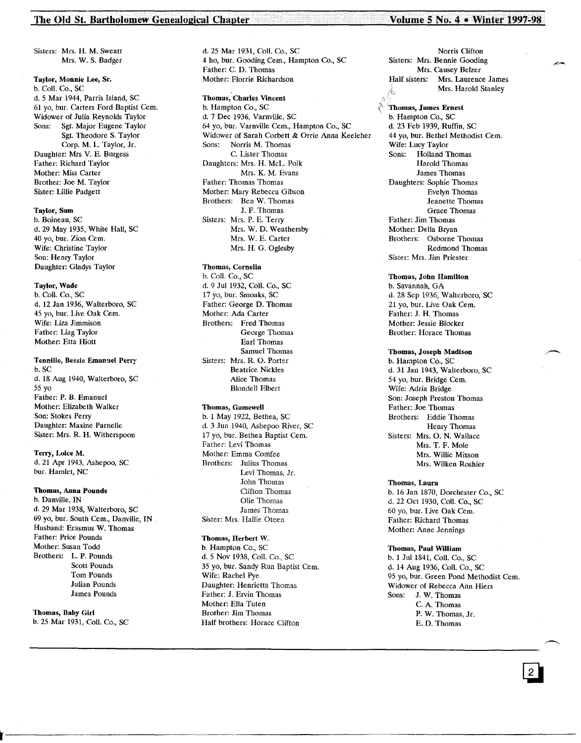Sisters: Mrs. H. M. Sweatt
Mrs. W. S. Badger

**Taylor, Monnie Lee, Sr.**
b. Coll. Co., SC
d. 5 Mar 1944, Parris Island, SC
61 yo, bur. Carters Ford Baptist Cem.
Widower of Julia Reynolds Taylor
Sons: Sgt. Major Eugene Taylor
Sgt. Theodore S. Taylor
Corp. M. L. Taylor, Jr.
Daughter: Mrs V. E. Burgess
Father: Richard Taylor
Mother: Miss Carter
Brother: Joe M. Taylor
Sister: Lillie Padgett

**Taylor, Sam**
b. Boineau, SC
d. 29 May 1935, White Hall, SC
40 yo, bur. Zion Cem.
Wife: Christine Taylor
Son: Henry Taylor
Daughter: Gladys Taylor

**Taylor, Wade**
b. Coll. Co., SC
d. 12 Jan 1936, Walterboro, SC
45 yo, bur. Live Oak Cem.
Wife: Liza Jimmison
Father: Liag Taylor
Mother: Etta Hiott

**Tennille, Bessie Emanuel Perry**
b. SC
d. 18 Aug 1940, Walterboro, SC
55 yo
Father: P. B. Emanuel
Mother: Elizabeth Walker
Son: Stokes Perry
Daughter: Maxine Parnelle
Sister: Mrs. R. H. Witherspoon

**Terry, Loice M.**
d. 21 Apr 1943, Ashepoo, SC
bur. Hamlet, NC

**Thomas, Anna Pounds**
b. Danville, IN
d. 29 Mar 1938, Walterboro, SC
69 yo, bur. South Cem., Danville, IN
Husband: Erasmus W. Thomas
Father: Price Pounds
Mother: Susan Todd
Brothers: L. P. Pounds
Scott Pounds
Tom Pounds
Julian Pounds
James Pounds

**Thomas, Baby Girl**
b. 25 Mar 1931, Coll. Co., SC
d. 25 Mar 1931, Coll. Co., SC
4 ho, bur. Gooding Cem., Hampton Co., SC
Father: C. D. Thomas
Mother: Florrie Richardson

**Thomas, Charles Vincent**
b. Hampton Co., SC
d. 7 Dec 1936, Varnville, SC
64 yo, bur. Varnville Cem., Hampton Co., SC
Widower of Sarah Corbett & Orrie Anna Keeleher
Sons: Norris M. Thomas
C. Lister Thomas
Daughters: Mrs. H. McL. Polk
Mrs. K. M. Evans
Father: Thomas Thomas
Mother: Mary Rebecca Gibson
Brothers: Ben W. Thomas
J. F. Thomas
Sisters: Mrs. P. E. Terry
Mrs. W. D. Weathersby
Mrs. W. E. Carter
Mrs. H. G. Oglesby

**Thomas, Cornelia**
b. Coll. Co., SC
d. 9 Jul 1932, Coll. Co., SC
17 yo, bur. Smoaks, SC
Father: George D. Thomas
Mother: Ada Carter
Brothers: Fred Thomas
George Thomas
Earl Thomas
Samuel Thomas
Sisters: Mrs. R. O. Porter
Beatrice Nickles
Alice Thomas
Blondell Elbert

**Thomas, Gamewell**
b. 1 May 1922, Bethea, SC
d. 3 Jun 1940, Ashepoo River, SC
17 yo, bur. Bethea Baptist Cem.
Father: Levi Thomas
Mother: Emma Comfee
Brothers: Julius Thomas
Levi Thomas, Jr.
John Thomas
Clifton Thomas
Olie Thomas
James Thomas
Sister: Mrs. Hallie Oteen

**Thomas, Herbert W.**
b. Hampton Co., SC
d. 5 Nov 1938, Coll. Co., SC
35 yo, bur. Sandy Run Baptist Cem.
Wife: Rachel Pye
Daughter: Henrietta Thomas
Father: J. Ervin Thomas
Mother: Ella Tuten
Brother: Jim Thomas
Half brothers: Horace Clifton
Norris Clifton
Sisters: Mrs. Bennie Gooding
Mrs. Causey Belzer
Half sisters: Mrs. Laurence James
Mrs. Harold Stanley

**Thomas, James Ernest**
b. Hampton Co., SC
d. 23 Feb 1939, Ruffin, SC
44 yo, bur. Bethel Methodist Cem.
Wife: Lucy Taylor
Sons: Holland Thomas
Harold Thomas
James Thomas
Daughters: Sophie Thomas
Evelyn Thomas
Jeanette Thomas
Grace Thomas
Father: Jim Thomas
Mother: Della Bryan
Brothers: Osborne Thomas
Redmond Thomas
Sister: Mrs. Jim Priester

**Thomas, John Hamilton**
b. Savannah, GA
d. 28 Sep 1936, Walterboro, SC
21 yo, bur. Live Oak Cem.
Father: J. H. Thomas
Mother: Jessie Blocker
Brother: Horace Thomas

**Thomas, Joseph Madison**
b. Hampton Co., SC
d. 31 Jan 1943, Walterboro, SC
54 yo, bur. Bridge Cem.
Wife: Adria Bridge
Son: Joseph Preston Thomas
Father: Joe Thomas
Brothers: Eddie Thomas
Henry Thomas
Sisters: Mrs. O. N. Wallace
Mrs. T. F. Mole
Mrs. Willie Mixson
Mrs. Wilken Roshier

**Thomas, Laura**
b. 16 Jan 1870, Dorchester Co., SC
d. 22 Oct 1930, Coll. Co., SC
60 yo, bur. Live Oak Cem.
Father: Richard Thomas
Mother: Anne Jennings

**Thomas, Paul William**
b. 1 Jul 1841, Coll. Co., SC
d. 14 Aug 1936, Coll. Co., SC
95 yo, bur. Green Pond Methodist Cem.
Widower of Rebecca Ann Hiers
Sons: J. W. Thomas
C. A. Thomas
P. W. Thomas, Jr.
E. D. Thomas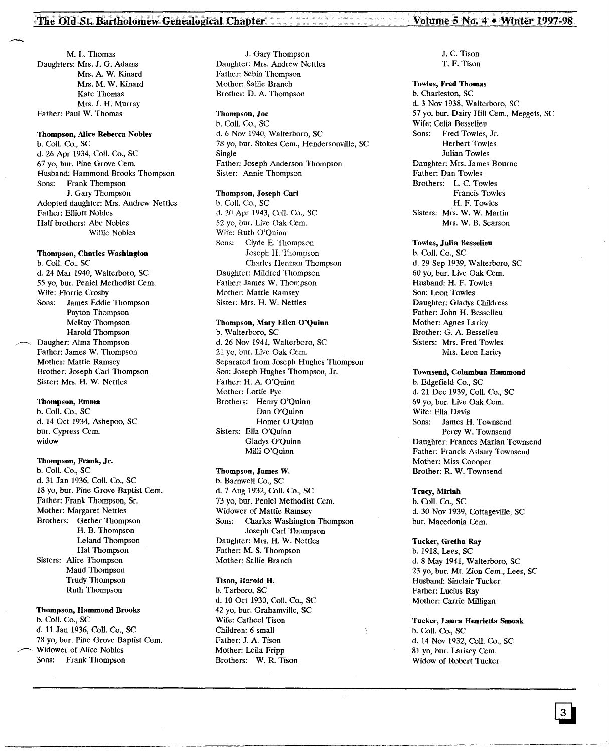M. L. Thomas
Daughters: Mrs. J. G. Adams
Mrs. A. W. Kinard
Mrs. M. W. Kinard
Kate Thomas
Mrs. J. H. Murray
Father: Paul W. Thomas

**Thompson, Alice Rebecca Nobles**
b. Coll. Co., SC
d. 26 Apr 1934, Coll. Co., SC
67 yo, bur. Pine Grove Cem.
Husband: Hammond Brooks Thompson
Sons: Frank Thompson
J. Gary Thompson
Adopted daughter: Mrs. Andrew Nettles
Father: Elliott Nobles
Half brothers: Abe Nobles
Willie Nobles

**Thompson, Charles Washington**
b. Coll. Co., SC
d. 24 Mar 1940, Walterboro, SC
55 yo, bur. Peniel Methodist Cem.
Wife: Florrie Crosby
Sons: James Eddie Thompson
Payton Thompson
McRay Thompson
Harold Thompson
Daugher: Alma Thompson
Father: James W. Thompson
Mother: Mattie Ramsey
Brother: Joseph Carl Thompson
Sister: Mrs. H. W. Nettles

**Thompson, Emma**
b. Coll. Co., SC
d. 14 Oct 1934, Ashepoo, SC
bur. Cypress Cem.
widow

**Thompson, Frank, Jr.**
b. Coll. Co., SC
d. 31 Jan 1936, Coll. Co., SC
18 yo, bur. Pine Grove Baptist Cem.
Father: Frank Thompson, Sr.
Mother: Margaret Nettles
Brothers: Gether Thompson
H. B. Thompson
Leland Thompson
Hal Thompson
Sisters: Alice Thompson
Maud Thompson
Trudy Thompson
Ruth Thompson

**Thompson, Hammond Brooks**
b. Coll. Co., SC
d. 11 Jan 1936, Coll. Co., SC
78 yo, bur. Pine Grove Baptist Cem.
Widower of Alice Nobles
Sons: Frank Thompson
J. Gary Thompson
Daughter: Mrs. Andrew Nettles
Father: Sebin Thompson
Mother: Sallie Branch
Brother: D. A. Thompson

**Thompson, Joe**
b. Coll. Co., SC
d. 6 Nov 1940, Walterboro, SC
78 yo, bur. Stokes Cem., Hendersonville, SC
Single
Father: Joseph Anderson Thompson
Sister: Annie Thompson

**Thompson, Joseph Carl**
b. Coll. Co., SC
d. 20 Apr 1943, Coll. Co., SC
52 yo, bur. Live Oak Cem.
Wife: Ruth O'Quinn
Sons: Clyde E. Thompson
Joseph H. Thompson
Charles Herman Thompson
Daughter: Mildred Thompson
Father: James W. Thompson
Mother: Mattie Ramsey
Sister: Mrs. H. W. Nettles

**Thompson, Mary Ellen O'Quinn**
b. Walterboro, SC
d. 26 Nov 1941, Walterboro, SC
21 yo, bur. Live Oak Cem.
Separated from Joseph Hughes Thompson
Son: Joseph Hughes Thompson, Jr.
Father: H. A. O'Quinn
Mother: Lottie Pye
Brothers: Henry O'Quinn
Dan O'Quinn
Homer O'Quinn
Sisters: Ella O'Quinn
Gladys O'Quinn
Milli O'Quinn

**Thompson, James W.**
b. Barnwell Co., SC
d. 7 Aug 1932, Coll. Co., SC
73 yo, bur. Peniel Methodist Cem.
Widower of Mattie Ramsey
Sons: Charles Washington Thompson
Joseph Carl Thompson
Daughter: Mrs. H. W. Nettles
Father: M. S. Thompson
Mother: Sallie Branch

**Tison, Harold H.**
b. Tarboro, SC
d. 10 Oct 1930, Coll. Co., SC
42 yo, bur. Grahamville, SC
Wife: Catheel Tison
Children: 6 small
Father: J. A. Tison
Mother: Leila Fripp
Brothers: W. R. Tison
J. C. Tison
T. F. Tison

**Towles, Fred Thomas**
b. Charleston, SC
d. 3 Nov 1938, Walterboro, SC
57 yo, bur. Dairy Hill Cem., Meggets, SC
Wife: Celia Besselieu
Sons: Fred Towles, Jr.
Herbert Towles
Julian Towles
Daughter: Mrs. James Bourne
Father: Dan Towles
Brothers: L. C. Towles
Francis Towles
H. F. Towles
Sisters: Mrs. W. W. Martin
Mrs. W. B. Searson

**Towles, Julia Besselieu**
b. Coll. Co., SC
d. 29 Sep 1939, Walterboro, SC
60 yo, bur. Live Oak Cem.
Husband: H. F. Towles
Son: Leon Towles
Daughter: Gladys Childress
Father: John H. Besselieu
Mother: Agnes Laricy
Brother: G. A. Besselieu
Sisters: Mrs. Fred Towles
Mrs. Leon Laricy

**Townsend, Columbua Hammond**
b. Edgefield Co., SC
d. 21 Dec 1939, Coll. Co., SC
69 yo, bur. Live Oak Cem.
Wife: Ella Davis
Sons: James H. Townsend
Percy W. Townsend
Daughter: Frances Marian Townsend
Father: Francis Asbury Townsend
Mother: Miss Coooper
Brother: R. W. Townsend

**Tracy, Miriah**
b. Coll. Co., SC
d. 30 Nov 1939, Cottageville, SC
bur. Macedonia Cem.

**Tucker, Gretha Ray**
b. 1918, Lees, SC
d. 8 May 1941, Walterboro, SC
23 yo, bur. Mt. Zion Cem., Lees, SC
Husband: Sinclair Tucker
Father: Lucius Ray
Mother: Carrie Milligan

**Tucker, Laura Henrietta Smoak**
b. Coll. Co., SC
d. 14 Nov 1932, Coll. Co., SC
81 yo, bur. Larisey Cem.
Widow of Robert Tucker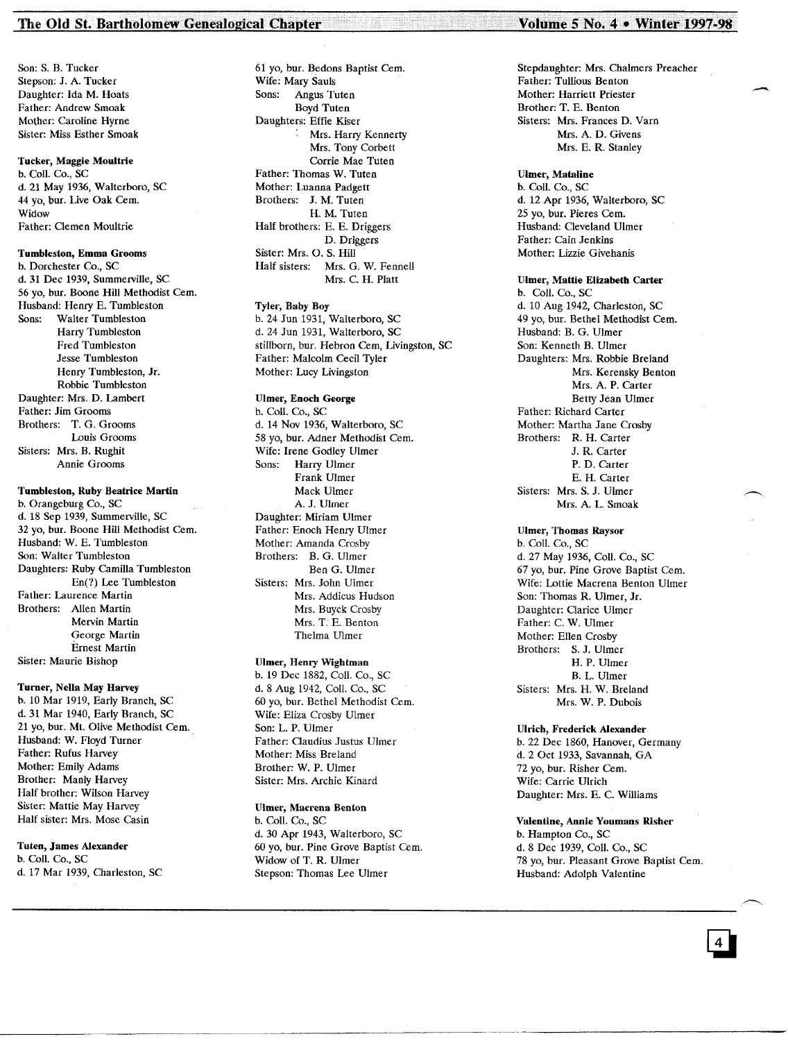Son: S. B. Tucker
Stepson: J. A. Tucker
Daughter: Ida M. Hoats
Father: Andrew Smoak
Mother: Caroline Hyrne
Sister: Miss Esther Smoak

**Tucker, Maggie Moultrie**
b. Coll. Co., SC
d. 21 May 1936, Walterboro, SC
44 yo, bur. Live Oak Cem.
Widow
Father: Clemen Moultrie

**Tumbleston, Emma Grooms**
b. Dorchester Co., SC
d. 31 Dec 1939, Summerville, SC
56 yo, bur. Boone Hill Methodist Cem.
Husband: Henry E. Tumbleston
Sons: Walter Tumbleston
Harry Tumbleston
Fred Tumbleston
Jesse Tumbleston
Henry Tumbleston, Jr.
Robbie Tumbleston
Daughter: Mrs. D. Lambert
Father: Jim Grooms
Brothers: T. G. Grooms
Louis Grooms
Sisters: Mrs. B. Rughit
Annie Grooms

**Tumbleston, Ruby Beatrice Martin**
b. Orangeburg Co., SC
d. 18 Sep 1939, Summerville, SC
32 yo, bur. Boone Hill Methodist Cem.
Husband: W. E. Tumbleston
Son: Walter Tumbleston
Daughters: Ruby Camilla Tumbleston
En(?) Lee Tumbleston
Father: Laurence Martin
Brothers: Allen Martin
Mervin Martin
George Martin
Ernest Martin
Sister: Maurie Bishop

**Turner, Nella May Harvey**
b. 10 Mar 1919, Early Branch, SC
d. 31 Mar 1940, Early Branch, SC
21 yo, bur. Mt. Olive Methodist Cem.
Husband: W. Floyd Turner
Father: Rufus Harvey
Mother: Emily Adams
Brother: Manly Harvey
Half brother: Wilson Harvey
Sister: Mattie May Harvey
Half sister: Mrs. Mose Casin

**Tuten, James Alexander**
b. Coll. Co., SC
d. 17 Mar 1939, Charleston, SC
61 yo, bur. Bedons Baptist Cem.
Wife: Mary Sauls
Sons: Angus Tuten
Boyd Tuten
Daughters: Effie Kiser
Mrs. Harry Kennerty
Mrs. Tony Corbett
Corrie Mae Tuten
Father: Thomas W. Tuten
Mother: Luanna Padgett
Brothers: J. M. Tuten
H. M. Tuten
Half brothers: E. E. Driggers
D. Driggers
Sister: Mrs. O. S. Hill
Half sisters: Mrs. G. W. Fennell
Mrs. C. H. Platt

**Tyler, Baby Boy**
b. 24 Jun 1931, Walterboro, SC
d. 24 Jun 1931, Walterboro, SC
stillborn, bur. Hebron Cem, Livingston, SC
Father: Malcolm Cecil Tyler
Mother: Lucy Livingston

**Ulmer, Enoch George**
b. Coll. Co., SC
d. 14 Nov 1936, Walterboro, SC
58 yo, bur. Adner Methodist Cem.
Wife: Irene Godley Ulmer
Sons: Harry Ulmer
Frank Ulmer
Mack Ulmer
A. J. Ulmer
Daughter: Miriam Ulmer
Father: Enoch Henry Ulmer
Mother: Amanda Crosby
Brothers: B. G. Ulmer
Ben G. Ulmer
Sisters: Mrs. John Ulmer
Mrs. Addicus Hudson
Mrs. Buyck Crosby
Mrs. T. E. Benton
Thelma Ulmer

**Ulmer, Henry Wightman**
b. 19 Dec 1882, Coll. Co., SC
d. 8 Aug 1942, Coll. Co., SC
60 yo, bur. Bethel Methodist Cem.
Wife: Eliza Crosby Ulmer
Son: L. P. Ulmer
Father: Claudius Justus Ulmer
Mother: Miss Breland
Brother: W. P. Ulmer
Sister: Mrs. Archie Kinard

**Ulmer, Macrena Benton**
b. Coll. Co., SC
d. 30 Apr 1943, Walterboro, SC
60 yo, bur. Pine Grove Baptist Cem.
Widow of T. R. Ulmer
Stepson: Thomas Lee Ulmer
Stepdaughter: Mrs. Chalmers Preacher
Father: Tullious Benton
Mother: Harriett Priester
Brother: T. E. Benton
Sisters: Mrs. Frances D. Varn
Mrs. A. D. Givens
Mrs. E. R. Stanley

**Ulmer, Mataline**
b. Coll. Co., SC
d. 12 Apr 1936, Walterboro, SC
25 yo, bur. Pieres Cem.
Husband: Cleveland Ulmer
Father: Cain Jenkins
Mother: Lizzie Givehanis

**Ulmer, Mattie Elizabeth Carter**
b. Coll. Co., SC
d. 10 Aug 1942, Charleston, SC
49 yo, bur. Bethel Methodist Cem.
Husband: B. G. Ulmer
Son: Kenneth B. Ulmer
Daughters: Mrs. Robbie Breland
Mrs. Kerensky Benton
Mrs. A. P. Carter
Betty Jean Ulmer
Father: Richard Carter
Mother: Martha Jane Crosby
Brothers: R. H. Carter
J. R. Carter
P. D. Carter
E. H. Carter
Sisters: Mrs. S. J. Ulmer
Mrs. A. L. Smoak

**Ulmer, Thomas Raysor**
b. Coll. Co., SC
d. 27 May 1936, Coll. Co., SC
67 yo, bur. Pine Grove Baptist Cem.
Wife: Lottie Macrena Benton Ulmer
Son: Thomas R. Ulmer, Jr.
Daughter: Clarice Ulmer
Father: C. W. Ulmer
Mother: Ellen Crosby
Brothers: S. J. Ulmer
H. P. Ulmer
B. L. Ulmer
Sisters: Mrs. H. W. Breland
Mrs. W. P. Dubois

**Ulrich, Frederick Alexander**
b. 22 Dec 1860, Hanover, Germany
d. 2 Oct 1933, Savannah, GA
72 yo, bur. Risher Cem.
Wife: Carrie Ulrich
Daughter: Mrs. E. C. Williams

**Valentine, Annie Youmans Risher**
b. Hampton Co., SC
d. 8 Dec 1939, Coll. Co., SC
78 yo, bur. Pleasant Grove Baptist Cem.
Husband: Adolph Valentine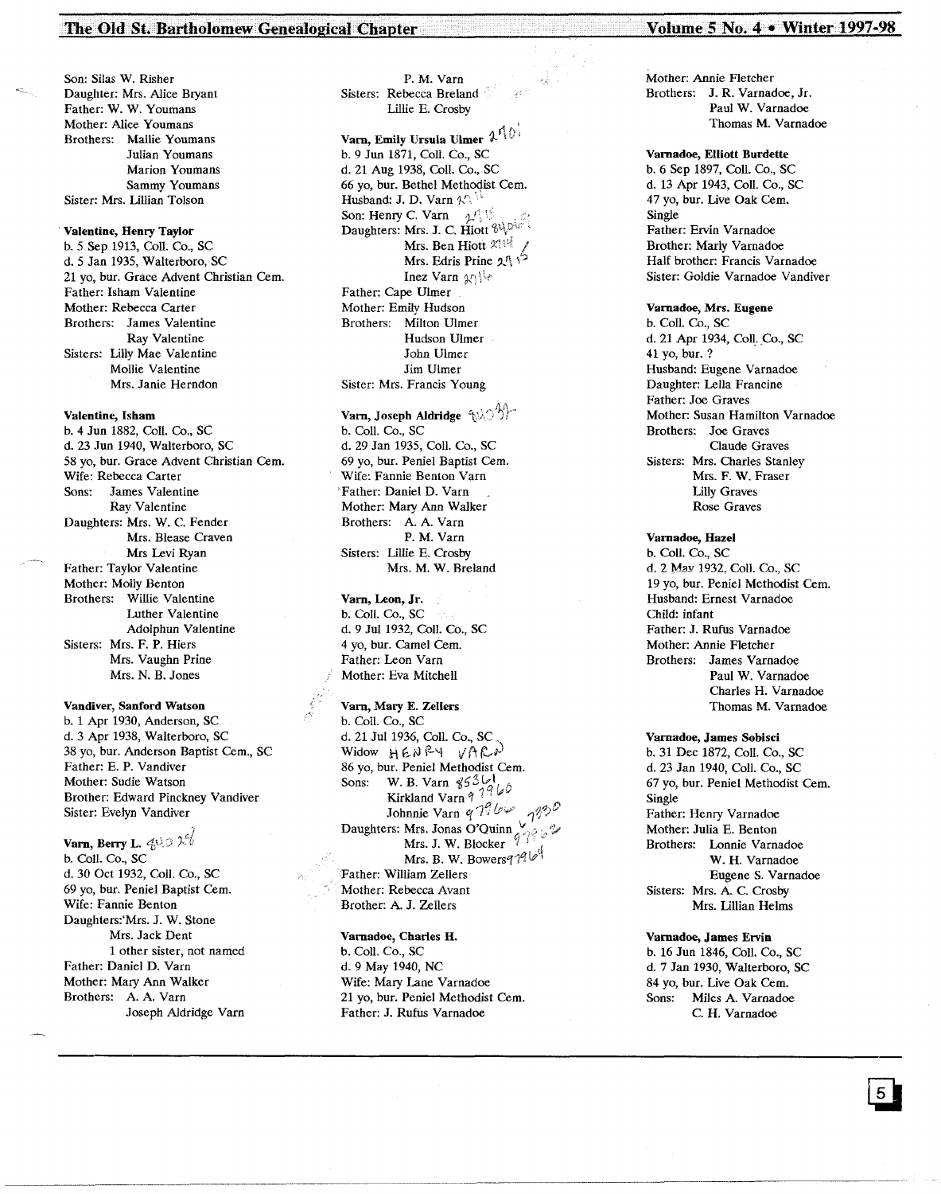Son: Silas W. Risher
Daughter: Mrs. Alice Bryant
Father: W. W. Youmans
Mother: Alice Youmans
Brothers: Mallie Youmans
Julian Youmans
Marion Youmans
Sammy Youmans
Sister: Mrs. Lillian Tolson

**Valentine, Henry Taylor**
b. 5 Sep 1913, Coll. Co., SC
d. 5 Jan 1935, Walterboro, SC
21 yo, bur. Grace Advent Christian Cem.
Father: Isham Valentine
Mother: Rebecca Carter
Brothers: James Valentine
Ray Valentine
Sisters: Lilly Mae Valentine
Mollie Valentine
Mrs. Janie Herndon

**Valentine, Isham**
b. 4 Jun 1882, Coll. Co., SC
d. 23 Jun 1940, Walterboro, SC
58 yo, bur. Grace Advent Christian Cem.
Wife: Rebecca Carter
Sons: James Valentine
Ray Valentine
Daughters: Mrs. W. C. Fender
Mrs. Blease Craven
Mrs Levi Ryan
Father: Taylor Valentine
Mother: Molly Benton
Brothers: Willie Valentine
Luther Valentine
Adolphun Valentine
Sisters: Mrs. F. P. Hiers
Mrs. Vaughn Prine
Mrs. N. B. Jones

**Vandiver, Sanford Watson**
b. 1 Apr 1930, Anderson, SC
d. 3 Apr 1938, Walterboro, SC
38 yo, bur. Anderson Baptist Cem., SC
Father: E. P. Vandiver
Mother: Sudie Watson
Brother: Edward Pinckney Vandiver
Sister: Evelyn Vandiver

**Varn, Berry L.** 4402?
b. Coll. Co., SC
d. 30 Oct 1932, Coll. Co., SC
69 yo, bur. Peniel Baptist Cem.
Wife: Fannie Benton
Daughters: Mrs. J. W. Stone
Mrs. Jack Dent
1 other sister, not named
Father: Daniel D. Varn
Mother: Mary Ann Walker
Brothers: A. A. Varn
Joseph Aldridge Varn
P. M. Varn
Sisters: Rebecca Breland
Lillie E. Crosby

**Varn, Emily Ursula Ulmer** 2710
b. 9 Jun 1871, Coll. Co., SC
d. 21 Aug 1938, Coll. Co., SC
66 yo, bur. Bethel Methodist Cem.
Husband: J. D. Varn
Son: Henry C. Varn
Daughters: Mrs. J. C. Hiott
Mrs. Ben Hiott
Mrs. Edris Prine
Inez Varn
Father: Cape Ulmer
Mother: Emily Hudson
Brothers: Milton Ulmer
Hudson Ulmer
John Ulmer
Jim Ulmer
Sister: Mrs. Francis Young

**Varn, Joseph Aldridge**
b. Coll. Co., SC
d. 29 Jan 1935, Coll. Co., SC
69 yo, bur. Peniel Baptist Cem.
Wife: Fannie Benton Varn
Father: Daniel D. Varn
Mother: Mary Ann Walker
Brothers: A. A. Varn
P. M. Varn
Sisters: Lillie E. Crosby
Mrs. M. W. Breland

**Varn, Leon, Jr.**
b. Coll. Co., SC
d. 9 Jul 1932, Coll. Co., SC
4 yo, bur. Camel Cem.
Father: Leon Varn
Mother: Eva Mitchell

**Varn, Mary E. Zellers**
b. Coll. Co., SC
d. 21 Jul 1936, Coll. Co., SC
Widow HENRY VARN
86 yo, bur. Peniel Methodist Cem.
Sons: W. B. Varn 8536
Kirkland Varn 9796
Johnnie Varn 9796
Daughters: Mrs. Jonas O'Quinn
Mrs. J. W. Blocker
Mrs. B. W. Bowers 9796
Father: William Zellers
Mother: Rebecca Avant
Brother: A. J. Zellers

**Varnadoe, Charles H.**
b. Coll. Co., SC
d. 9 May 1940, NC
Wife: Mary Lane Varnadoe
21 yo, bur. Peniel Methodist Cem.
Father: J. Rufus Varnadoe
Mother: Annie Fletcher
Brothers: J. R. Varnadoe, Jr.
Paul W. Varnadoe
Thomas M. Varnadoe

**Varnadoe, Elliott Burdette**
b. 6 Sep 1897, Coll. Co., SC
d. 13 Apr 1943, Coll. Co., SC
47 yo, bur. Live Oak Cem.
Single
Father: Ervin Varnadoe
Brother: Marly Varnadoe
Half brother: Francis Varnadoe
Sister: Goldie Varnadoe Vandiver

**Varnadoe, Mrs. Eugene**
b. Coll. Co., SC
d. 21 Apr 1934, Coll. Co., SC
41 yo, bur. ?
Husband: Eugene Varnadoe
Daughter: Lella Francine
Father: Joe Graves
Mother: Susan Hamilton Varnadoe
Brothers: Joe Graves
Claude Graves
Sisters: Mrs. Charles Stanley
Mrs. F. W. Fraser
Lilly Graves
Rose Graves

**Varnadoe, Hazel**
b. Coll. Co., SC
d. 2 May 1932, Coll. Co., SC
19 yo, bur. Peniel Methodist Cem.
Husband: Ernest Varnadoe
Child: infant
Father: J. Rufus Varnadoe
Mother: Annie Fletcher
Brothers: James Varnadoe
Paul W. Varnadoe
Charles H. Varnadoe
Thomas M. Varnadoe

**Varnadoe, James Sobisci**
b. 31 Dec 1872, Coll. Co., SC
d. 23 Jan 1940, Coll. Co., SC
67 yo, bur. Peniel Methodist Cem.
Single
Father: Henry Varnadoe
Mother: Julia E. Benton
Brothers: Lonnie Varnadoe
W. H. Varnadoe
Eugene S. Varnadoe
Sisters: Mrs. A. C. Crosby
Mrs. Lillian Helms

**Varnadoe, James Ervin**
b. 16 Jun 1846, Coll. Co., SC
d. 7 Jan 1930, Walterboro, SC
84 yo, bur. Live Oak Cem.
Sons: Miles A. Varnadoe
C. H. Varnadoe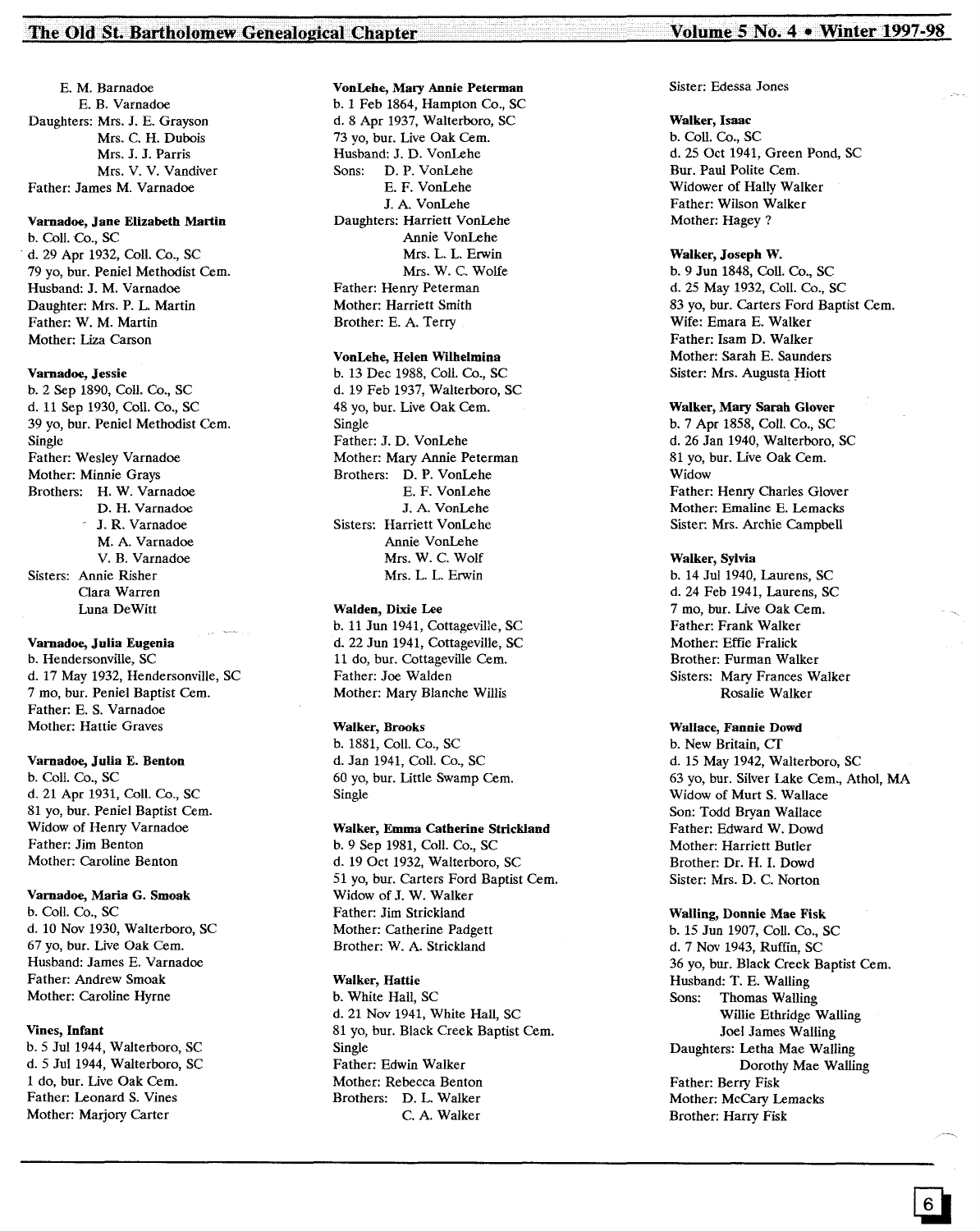E. M. Barnadoe
E. B. Varnadoe
Daughters: Mrs. J. E. Grayson
Mrs. C. H. Dubois
Mrs. J. J. Parris
Mrs. V. V. Vandiver
Father: James M. Varnadoe

**Varnadoe, Jane Elizabeth Martin**
b. Coll. Co., SC
d. 29 Apr 1932, Coll. Co., SC
79 yo, bur. Peniel Methodist Cem.
Husband: J. M. Varnadoe
Daughter: Mrs. P. L. Martin
Father: W. M. Martin
Mother: Liza Carson

**Varnadoe, Jessie**
b. 2 Sep 1890, Coll. Co., SC
d. 11 Sep 1930, Coll. Co., SC
39 yo, bur. Peniel Methodist Cem.
Single
Father: Wesley Varnadoe
Mother: Minnie Grays
Brothers: H. W. Varnadoe
D. H. Varnadoe
J. R. Varnadoe
M. A. Varnadoe
V. B. Varnadoe
Sisters: Annie Risher
Clara Warren
Luna DeWitt

**Varnadoe, Julia Eugenia**
b. Hendersonville, SC
d. 17 May 1932, Hendersonville, SC
7 mo, bur. Peniel Baptist Cem.
Father: E. S. Varnadoe
Mother: Hattie Graves

**Varnadoe, Julia E. Benton**
b. Coll. Co., SC
d. 21 Apr 1931, Coll. Co., SC
81 yo, bur. Peniel Baptist Cem.
Widow of Henry Varnadoe
Father: Jim Benton
Mother: Caroline Benton

**Varnadoe, Maria G. Smoak**
b. Coll. Co., SC
d. 10 Nov 1930, Walterboro, SC
67 yo, bur. Live Oak Cem.
Husband: James E. Varnadoe
Father: Andrew Smoak
Mother: Caroline Hyrne

**Vines, Infant**
b. 5 Jul 1944, Walterboro, SC
d. 5 Jul 1944, Walterboro, SC
1 do, bur. Live Oak Cem.
Father: Leonard S. Vines
Mother: Marjory Carter

**VonLehe, Mary Annie Peterman**
b. 1 Feb 1864, Hampton Co., SC
d. 8 Apr 1937, Walterboro, SC
73 yo, bur. Live Oak Cem.
Husband: J. D. VonLehe
Sons: D. P. VonLehe
E. F. VonLehe
J. A. VonLehe
Daughters: Harriett VonLehe
Annie VonLehe
Mrs. L. L. Erwin
Mrs. W. C. Wolfe
Father: Henry Peterman
Mother: Harriett Smith
Brother: E. A. Terry

**VonLehe, Helen Wilhelmina**
b. 13 Dec 1988, Coll. Co., SC
d. 19 Feb 1937, Walterboro, SC
48 yo, bur. Live Oak Cem.
Single
Father: J. D. VonLehe
Mother: Mary Annie Peterman
Brothers: D. P. VonLehe
E. F. VonLehe
J. A. VonLehe
Sisters: Harriett VonLehe
Annie VonLehe
Mrs. W. C. Wolf
Mrs. L. L. Erwin

**Walden, Dixie Lee**
b. 11 Jun 1941, Cottageville, SC
d. 22 Jun 1941, Cottageville, SC
11 do, bur. Cottageville Cem.
Father: Joe Walden
Mother: Mary Blanche Willis

**Walker, Brooks**
b. 1881, Coll. Co., SC
d. Jan 1941, Coll. Co., SC
60 yo, bur. Little Swamp Cem.
Single

**Walker, Emma Catherine Strickland**
b. 9 Sep 1981, Coll. Co., SC
d. 19 Oct 1932, Walterboro, SC
51 yo, bur. Carters Ford Baptist Cem.
Widow of J. W. Walker
Father: Jim Strickland
Mother: Catherine Padgett
Brother: W. A. Strickland

**Walker, Hattie**
b. White Hall, SC
d. 21 Nov 1941, White Hall, SC
81 yo, bur. Black Creek Baptist Cem.
Single
Father: Edwin Walker
Mother: Rebecca Benton
Brothers: D. L. Walker
C. A. Walker
Sister: Edessa Jones

**Walker, Isaac**
b. Coll. Co., SC
d. 25 Oct 1941, Green Pond, SC
Bur. Paul Polite Cem.
Widower of Hally Walker
Father: Wilson Walker
Mother: Hagey ?

**Walker, Joseph W.**
b. 9 Jun 1848, Coll. Co., SC
d. 25 May 1932, Coll. Co., SC
83 yo, bur. Carters Ford Baptist Cem.
Wife: Emara E. Walker
Father: Isam D. Walker
Mother: Sarah E. Saunders
Sister: Mrs. Augusta Hiott

**Walker, Mary Sarah Glover**
b. 7 Apr 1858, Coll. Co., SC
d. 26 Jan 1940, Walterboro, SC
81 yo, bur. Live Oak Cem.
Widow
Father: Henry Charles Glover
Mother: Emaline E. Lemacks
Sister: Mrs. Archie Campbell

**Walker, Sylvia**
b. 14 Jul 1940, Laurens, SC
d. 24 Feb 1941, Laurens, SC
7 mo, bur. Live Oak Cem.
Father: Frank Walker
Mother: Effie Fralick
Brother: Furman Walker
Sisters: Mary Frances Walker
Rosalie Walker

**Wallace, Fannie Dowd**
b. New Britain, CT
d. 15 May 1942, Walterboro, SC
63 yo, bur. Silver Lake Cem., Athol, MA
Widow of Murt S. Wallace
Son: Todd Bryan Wallace
Father: Edward W. Dowd
Mother: Harriett Butler
Brother: Dr. H. I. Dowd
Sister: Mrs. D. C. Norton

**Walling, Donnie Mae Fisk**
b. 15 Jun 1907, Coll. Co., SC
d. 7 Nov 1943, Ruffin, SC
36 yo, bur. Black Creek Baptist Cem.
Husband: T. E. Walling
Sons: Thomas Walling
Willie Ethridge Walling
Joel James Walling
Daughters: Letha Mae Walling
Dorothy Mae Walling
Father: Berry Fisk
Mother: McCary Lemacks
Brother: Harry Fisk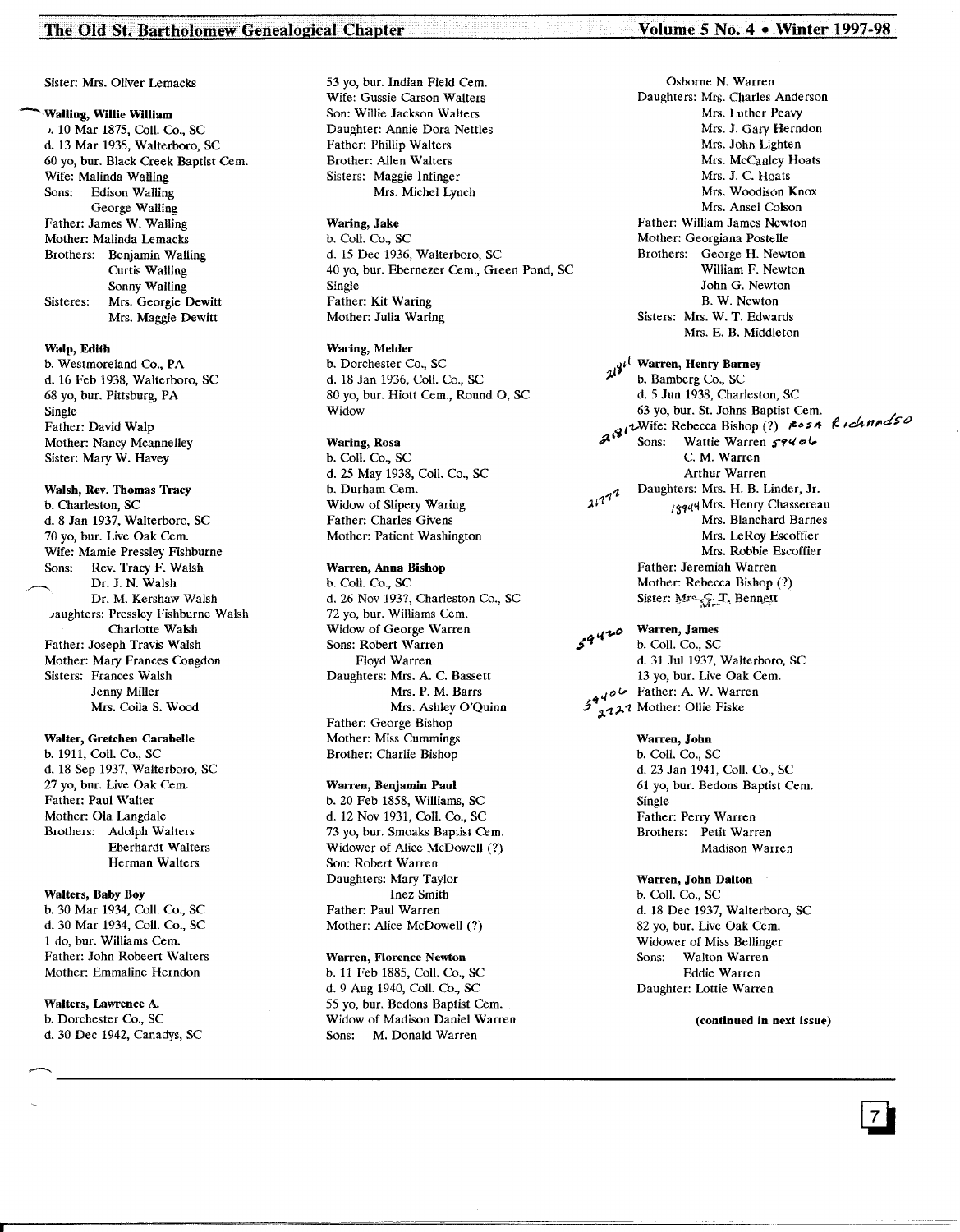Sister: Mrs. Oliver Lemacks

**Walling, Willie William**
b. 10 Mar 1875, Coll. Co., SC
d. 13 Mar 1935, Walterboro, SC
60 yo, bur. Black Creek Baptist Cem.
Wife: Malinda Walling
Sons: Edison Walling
George Walling
Father: James W. Walling
Mother: Malinda Lemacks
Brothers: Benjamin Walling
Curtis Walling
Sonny Walling
Sisteres: Mrs. Georgie Dewitt
Mrs. Maggie Dewitt

**Walp, Edith**
b. Westmoreland Co., PA
d. 16 Feb 1938, Walterboro, SC
68 yo, bur. Pittsburg, PA
Single
Father: David Walp
Mother: Nancy Mcannelley
Sister: Mary W. Havey

**Walsh, Rev. Thomas Tracy**
b. Charleston, SC
d. 8 Jan 1937, Walterboro, SC
70 yo, bur. Live Oak Cem.
Wife: Mamie Pressley Fishburne
Sons: Rev. Tracy F. Walsh
Dr. J. N. Walsh
Dr. M. Kershaw Walsh
Daughters: Pressley Fishburne Walsh
Charlotte Walsh
Father: Joseph Travis Walsh
Mother: Mary Frances Congdon
Sisters: Frances Walsh
Jenny Miller
Mrs. Coila S. Wood

**Walter, Gretchen Carabelle**
b. 1911, Coll. Co., SC
d. 18 Sep 1937, Walterboro, SC
27 yo, bur. Live Oak Cem.
Father: Paul Walter
Mother: Ola Langdale
Brothers: Adolph Walters
Eberhardt Walters
Herman Walters

**Walters, Baby Boy**
b. 30 Mar 1934, Coll. Co., SC
d. 30 Mar 1934, Coll. Co., SC
1 do, bur. Williams Cem.
Father: John Robeert Walters
Mother: Emmaline Herndon

**Walters, Lawrence A.**
b. Dorchester Co., SC
d. 30 Dec 1942, Canadys, SC
53 yo, bur. Indian Field Cem.
Wife: Gussie Carson Walters
Son: Willie Jackson Walters
Daughter: Annie Dora Nettles
Father: Phillip Walters
Brother: Allen Walters
Sisters: Maggie Infinger
Mrs. Michel Lynch

**Waring, Jake**
b. Coll. Co., SC
d. 15 Dec 1936, Walterboro, SC
40 yo, bur. Ebernezer Cem., Green Pond, SC
Single
Father: Kit Waring
Mother: Julia Waring

**Waring, Melder**
b. Dorchester Co., SC
d. 18 Jan 1936, Coll. Co., SC
80 yo, bur. Hiott Cem., Round O, SC
Widow

**Waring, Rosa**
b. Coll. Co., SC
d. 25 May 1938, Coll. Co., SC
b. Durham Cem.
Widow of Slipery Waring
Father: Charles Givens
Mother: Patient Washington

**Warren, Anna Bishop**
b. Coll. Co., SC
d. 26 Nov 193?, Charleston Co., SC
72 yo, bur. Williams Cem.
Widow of George Warren
Sons: Robert Warren
Floyd Warren
Daughters: Mrs. A. C. Bassett
Mrs. P. M. Barrs
Mrs. Ashley O'Quinn
Father: George Bishop
Mother: Miss Cummings
Brother: Charlie Bishop

**Warren, Benjamin Paul**
b. 20 Feb 1858, Williams, SC
d. 12 Nov 1931, Coll. Co., SC
73 yo, bur. Smoaks Baptist Cem.
Widower of Alice McDowell (?)
Son: Robert Warren
Daughters: Mary Taylor
Inez Smith
Father: Paul Warren
Mother: Alice McDowell (?)

**Warren, Florence Newton**
b. 11 Feb 1885, Coll. Co., SC
d. 9 Aug 1940, Coll. Co., SC
55 yo, bur. Bedons Baptist Cem.
Widow of Madison Daniel Warren
Sons: M. Donald Warren
Osborne N. Warren
Daughters: Mrs. Charles Anderson
Mrs. Luther Peavy
Mrs. J. Gary Herndon
Mrs. John Lighten
Mrs. McCanley Hoats
Mrs. J. C. Hoats
Mrs. Woodison Knox
Mrs. Ansel Colson
Father: William James Newton
Mother: Georgiana Postelle
Brothers: George H. Newton
William F. Newton
John G. Newton
B. W. Newton
Sisters: Mrs. W. T. Edwards
Mrs. E. B. Middleton

21811 **Warren, Henry Barney**
b. Bamberg Co., SC
d. 5 Jun 1938, Charleston, SC
63 yo, bur. St. Johns Baptist Cem.
21812 Wife: Rebecca Bishop (?) Rosa Richardson
Sons: Wattie Warren 59406
C. M. Warren
Arthur Warren
21772 Daughters: Mrs. H. B. Linder, Jr.
18944 Mrs. Henry Chassereau
Mrs. Blanchard Barnes
Mrs. LeRoy Escoffier
Mrs. Robbie Escoffier
Father: Jeremiah Warren
Mother: Rebecca Bishop (?)
Sister: Mrs. G. T. Bennett

59420 **Warren, James**
b. Coll. Co., SC
d. 31 Jul 1937, Walterboro, SC
13 yo, bur. Live Oak Cem.
59406 Father: A. W. Warren
2727 Mother: Ollie Fiske

**Warren, John**
b. Coll. Co., SC
d. 23 Jan 1941, Coll. Co., SC
61 yo, bur. Bedons Baptist Cem.
Single
Father: Perry Warren
Brothers: Petit Warren
Madison Warren

**Warren, John Dalton**
b. Coll. Co., SC
d. 18 Dec 1937, Walterboro, SC
82 yo, bur. Live Oak Cem.
Widower of Miss Bellinger
Sons: Walton Warren
Eddie Warren
Daughter: Lottie Warren

**(continued in next issue)**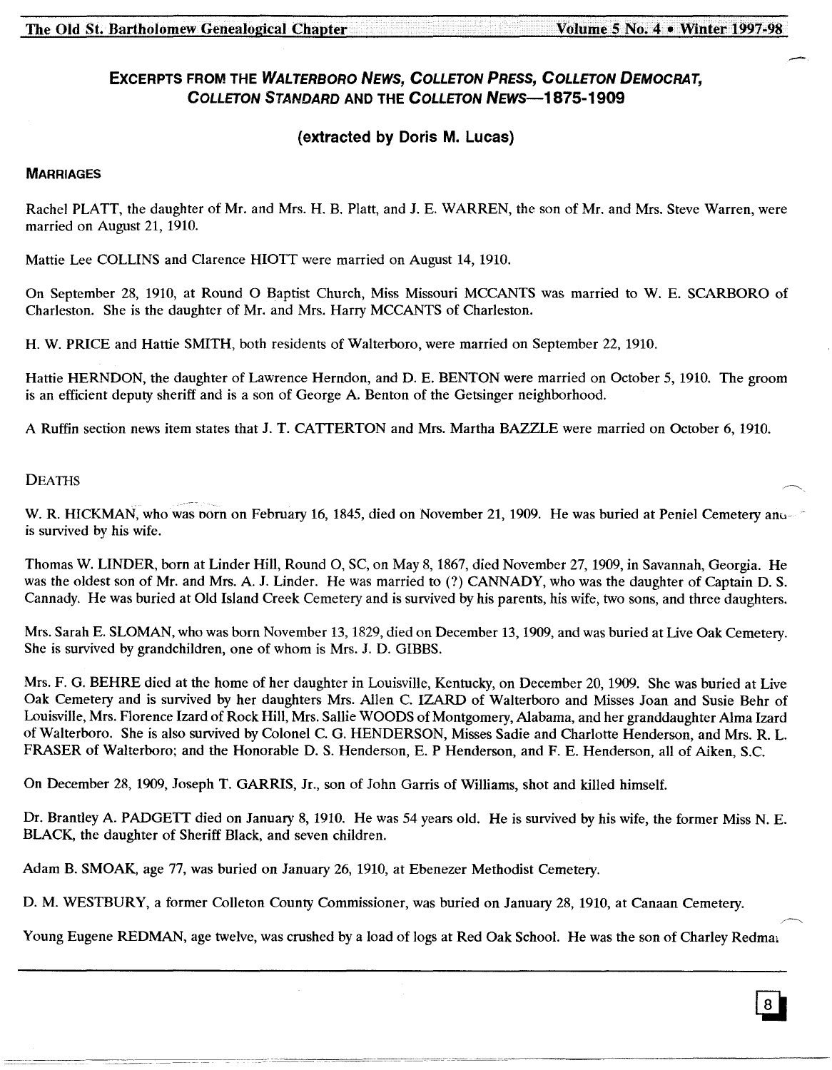## EXCERPTS FROM THE *WALTERBORO NEWS*, *COLLETON PRESS*, *COLLETON DEMOCRAT*, *COLLETON STANDARD* AND THE *COLLETON NEWS*—1875-1909

### (extracted by Doris M. Lucas)

### MARRIAGES

Rachel PLATT, the daughter of Mr. and Mrs. H. B. Platt, and J. E. WARREN, the son of Mr. and Mrs. Steve Warren, were married on August 21, 1910.

Mattie Lee COLLINS and Clarence HIOTT were married on August 14, 1910.

On September 28, 1910, at Round O Baptist Church, Miss Missouri MCCANTS was married to W. E. SCARBORO of Charleston. She is the daughter of Mr. and Mrs. Harry MCCANTS of Charleston.

H. W. PRICE and Hattie SMITH, both residents of Walterboro, were married on September 22, 1910.

Hattie HERNDON, the daughter of Lawrence Herndon, and D. E. BENTON were married on October 5, 1910. The groom is an efficient deputy sheriff and is a son of George A. Benton of the Getsinger neighborhood.

A Ruffin section news item states that J. T. CATTERTON and Mrs. Martha BAZZLE were married on October 6, 1910.

### DEATHS

W. R. HICKMAN, who was born on February 16, 1845, died on November 21, 1909. He was buried at Peniel Cemetery and is survived by his wife.

Thomas W. LINDER, born at Linder Hill, Round O, SC, on May 8, 1867, died November 27, 1909, in Savannah, Georgia. He was the oldest son of Mr. and Mrs. A. J. Linder. He was married to (?) CANNADY, who was the daughter of Captain D. S. Cannady. He was buried at Old Island Creek Cemetery and is survived by his parents, his wife, two sons, and three daughters.

Mrs. Sarah E. SLOMAN, who was born November 13, 1829, died on December 13, 1909, and was buried at Live Oak Cemetery. She is survived by grandchildren, one of whom is Mrs. J. D. GIBBS.

Mrs. F. G. BEHRE died at the home of her daughter in Louisville, Kentucky, on December 20, 1909. She was buried at Live Oak Cemetery and is survived by her daughters Mrs. Allen C. IZARD of Walterboro and Misses Joan and Susie Behr of Louisville, Mrs. Florence Izard of Rock Hill, Mrs. Sallie WOODS of Montgomery, Alabama, and her granddaughter Alma Izard of Walterboro. She is also survived by Colonel C. G. HENDERSON, Misses Sadie and Charlotte Henderson, and Mrs. R. L. FRASER of Walterboro; and the Honorable D. S. Henderson, E. P Henderson, and F. E. Henderson, all of Aiken, S.C.

On December 28, 1909, Joseph T. GARRIS, Jr., son of John Garris of Williams, shot and killed himself.

Dr. Brantley A. PADGETT died on January 8, 1910. He was 54 years old. He is survived by his wife, the former Miss N. E. BLACK, the daughter of Sheriff Black, and seven children.

Adam B. SMOAK, age 77, was buried on January 26, 1910, at Ebenezer Methodist Cemetery.

D. M. WESTBURY, a former Colleton County Commissioner, was buried on January 28, 1910, at Canaan Cemetery.

Young Eugene REDMAN, age twelve, was crushed by a load of logs at Red Oak School. He was the son of Charley Redman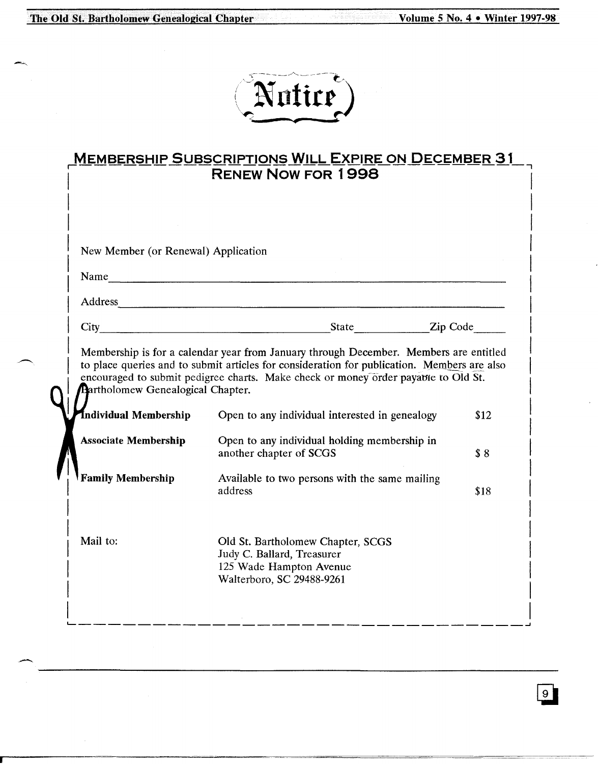# Notice

## MEMBERSHIP SUBSCRIPTIONS WILL EXPIRE ON DECEMBER 31

## RENEW NOW FOR 1998

New Member (or Renewal) Application

Name ______________________________________________

Address ____________________________________________

City ______________________ State __________ Zip Code ______

Membership is for a calendar year from January through December. Members are entitled to place queries and to submit articles for consideration for publication. Members are also encouraged to submit pedigree charts. Make check or money order payable to Old St. Bartholomew Genealogical Chapter.

| | | |
|---|---|---|
| **Individual Membership** | Open to any individual interested in genealogy | $12 |
| **Associate Membership** | Open to any individual holding membership in another chapter of SCGS | $ 8 |
| **Family Membership** | Available to two persons with the same mailing address | $18 |

Mail to:

Old St. Bartholomew Chapter, SCGS
Judy C. Ballard, Treasurer
125 Wade Hampton Avenue
Walterboro, SC 29488-9261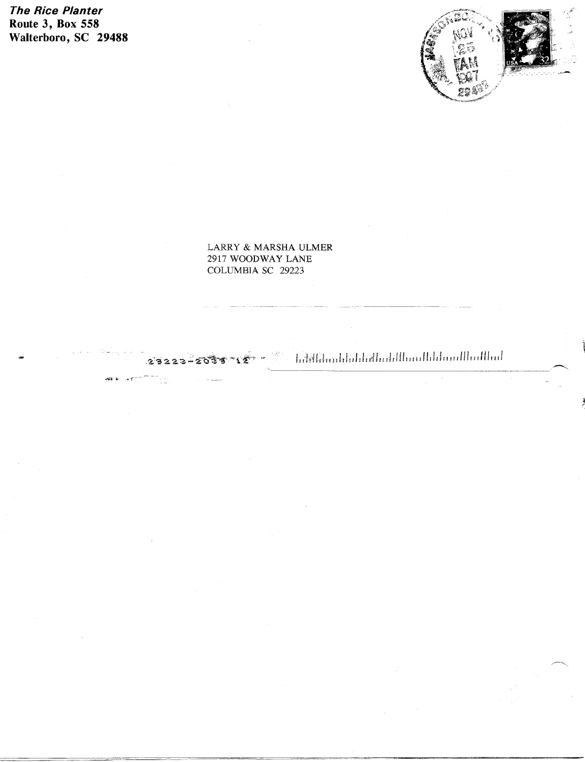***The Rice Planter***
**Route 3, Box 558**
**Walterboro, SC 29488**

NOV 25 AM 1997 29488

LARRY & MARSHA ULMER
2917 WOODWAY LANE
COLUMBIA SC 29223

29223-2033 12